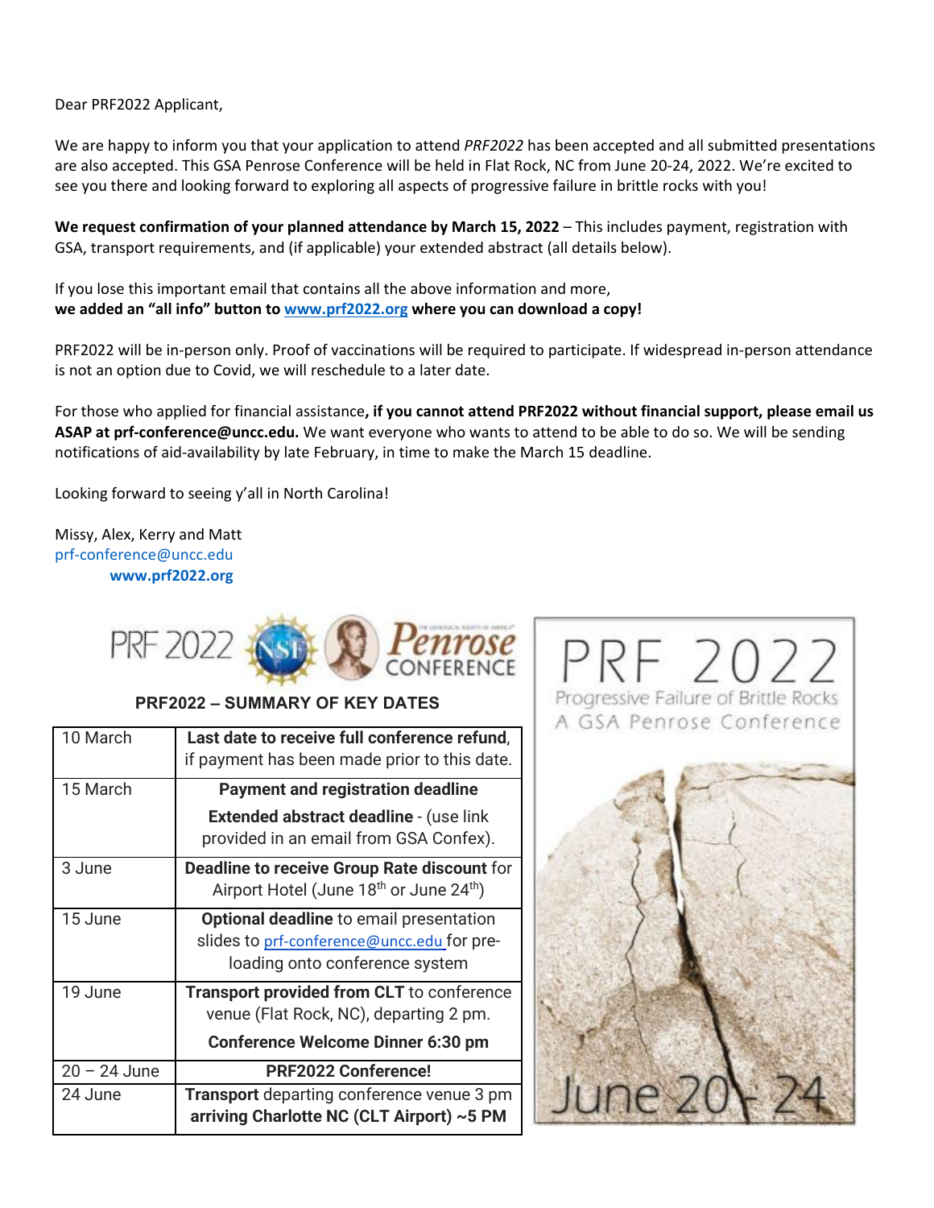Dear PRF2022 Applicant,

We are happy to inform you that your application to attend *PRF2022* has been accepted and all submitted presentations are also accepted. This GSA Penrose Conference will be held in Flat Rock, NC from June 20-24, 2022. We're excited to see you there and looking forward to exploring all aspects of progressive failure in brittle rocks with you!

**We request confirmation of your planned attendance by March 15, 2022** – This includes payment, registration with GSA, transport requirements, and (if applicable) your extended abstract (all details below).

If you lose this important email that contains all the above information and more,
**we added an "all info" button to [www.prf2022.org](www.prf2022.org) where you can download a copy!**

PRF2022 will be in-person only. Proof of vaccinations will be required to participate. If widespread in-person attendance is not an option due to Covid, we will reschedule to a later date.

For those who applied for financial assistance**, if you cannot attend PRF2022 without financial support, please email us ASAP at prf-conference@uncc.edu.** We want everyone who wants to attend to be able to do so. We will be sending notifications of aid-availability by late February, in time to make the March 15 deadline.

Looking forward to seeing y'all in North Carolina!

Missy, Alex, Kerry and Matt
prf-conference@uncc.edu
**www.prf2022.org**

PRF 2022

Penrose CONFERENCE

**PRF2022 – SUMMARY OF KEY DATES**

| Date | Event |
|---|---|
| 10 March | **Last date to receive full conference refund**, if payment has been made prior to this date. |
| 15 March | **Payment and registration deadline**<br>**Extended abstract deadline** - (use link provided in an email from GSA Confex). |
| 3 June | **Deadline to receive Group Rate discount** for Airport Hotel (June 18th or June 24th) |
| 15 June | **Optional deadline** to email presentation slides to prf-conference@uncc.edu for pre-loading onto conference system |
| 19 June | **Transport provided from CLT** to conference venue (Flat Rock, NC), departing 2 pm.<br>**Conference Welcome Dinner 6:30 pm** |
| 20 – 24 June | **PRF2022 Conference!** |
| 24 June | **Transport** departing conference venue 3 pm **arriving Charlotte NC (CLT Airport) ~5 PM** |

PRF 2022

Progressive Failure of Brittle Rocks

A GSA Penrose Conference

June 20 - 24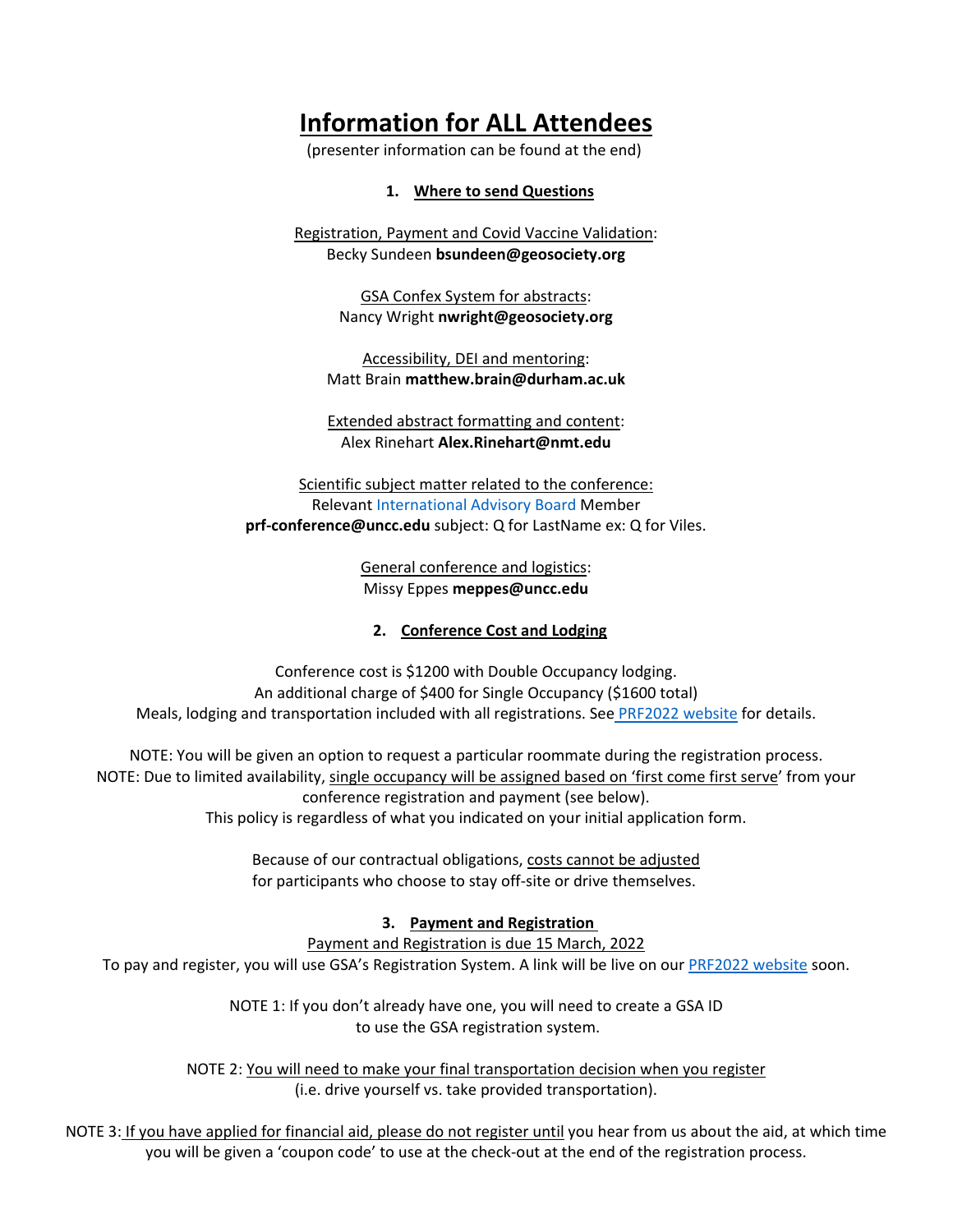# Information for ALL Attendees

(presenter information can be found at the end)

## 1. Where to send Questions

Registration, Payment and Covid Vaccine Validation:
Becky Sundeen **bsundeen@geosociety.org**

GSA Confex System for abstracts:
Nancy Wright **nwright@geosociety.org**

Accessibility, DEI and mentoring:
Matt Brain **matthew.brain@durham.ac.uk**

Extended abstract formatting and content:
Alex Rinehart **Alex.Rinehart@nmt.edu**

Scientific subject matter related to the conference:
Relevant International Advisory Board Member
**prf-conference@uncc.edu** subject: Q for LastName ex: Q for Viles.

General conference and logistics:
Missy Eppes **meppes@uncc.edu**

## 2. Conference Cost and Lodging

Conference cost is $1200 with Double Occupancy lodging.
An additional charge of $400 for Single Occupancy ($1600 total)
Meals, lodging and transportation included with all registrations. See PRF2022 website for details.

NOTE: You will be given an option to request a particular roommate during the registration process.
NOTE: Due to limited availability, single occupancy will be assigned based on 'first come first serve' from your conference registration and payment (see below).
This policy is regardless of what you indicated on your initial application form.

Because of our contractual obligations, costs cannot be adjusted for participants who choose to stay off-site or drive themselves.

## 3. Payment and Registration

Payment and Registration is due 15 March, 2022
To pay and register, you will use GSA's Registration System. A link will be live on our PRF2022 website soon.

NOTE 1: If you don't already have one, you will need to create a GSA ID to use the GSA registration system.

NOTE 2: You will need to make your final transportation decision when you register (i.e. drive yourself vs. take provided transportation).

NOTE 3: If you have applied for financial aid, please do not register until you hear from us about the aid, at which time you will be given a 'coupon code' to use at the check-out at the end of the registration process.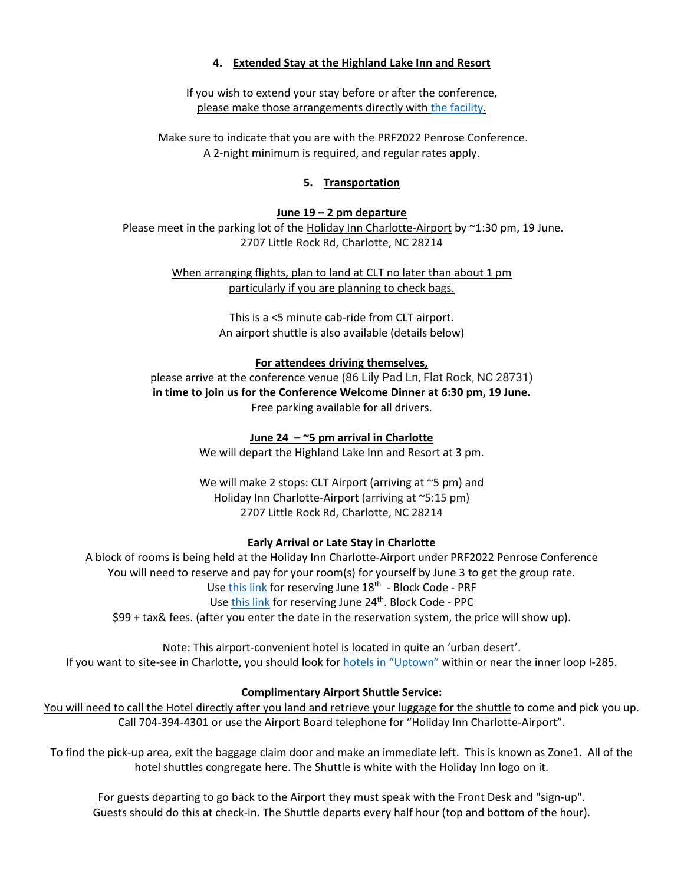## 4. Extended Stay at the Highland Lake Inn and Resort

If you wish to extend your stay before or after the conference, please make those arrangements directly with the facility.

Make sure to indicate that you are with the PRF2022 Penrose Conference. A 2-night minimum is required, and regular rates apply.

## 5. Transportation

**June 19 – 2 pm departure**

Please meet in the parking lot of the Holiday Inn Charlotte-Airport by ~1:30 pm, 19 June.
2707 Little Rock Rd, Charlotte, NC 28214

When arranging flights, plan to land at CLT no later than about 1 pm particularly if you are planning to check bags.

This is a <5 minute cab-ride from CLT airport.
An airport shuttle is also available (details below)

**For attendees driving themselves,**

please arrive at the conference venue (86 Lily Pad Ln, Flat Rock, NC 28731) **in time to join us for the Conference Welcome Dinner at 6:30 pm, 19 June.**
Free parking available for all drivers.

**June 24 – ~5 pm arrival in Charlotte**

We will depart the Highland Lake Inn and Resort at 3 pm.

We will make 2 stops: CLT Airport (arriving at ~5 pm) and Holiday Inn Charlotte-Airport (arriving at ~5:15 pm)
2707 Little Rock Rd, Charlotte, NC 28214

**Early Arrival or Late Stay in Charlotte**

A block of rooms is being held at the Holiday Inn Charlotte-Airport under PRF2022 Penrose Conference
You will need to reserve and pay for your room(s) for yourself by June 3 to get the group rate.
Use this link for reserving June 18th - Block Code - PRF
Use this link for reserving June 24th. Block Code - PPC
$99 + tax& fees. (after you enter the date in the reservation system, the price will show up).

Note: This airport-convenient hotel is located in quite an 'urban desert'.
If you want to site-see in Charlotte, you should look for hotels in "Uptown" within or near the inner loop I-285.

**Complimentary Airport Shuttle Service:**

You will need to call the Hotel directly after you land and retrieve your luggage for the shuttle to come and pick you up. Call 704-394-4301 or use the Airport Board telephone for "Holiday Inn Charlotte-Airport".

To find the pick-up area, exit the baggage claim door and make an immediate left. This is known as Zone1. All of the hotel shuttles congregate here. The Shuttle is white with the Holiday Inn logo on it.

For guests departing to go back to the Airport they must speak with the Front Desk and "sign-up". Guests should do this at check-in. The Shuttle departs every half hour (top and bottom of the hour).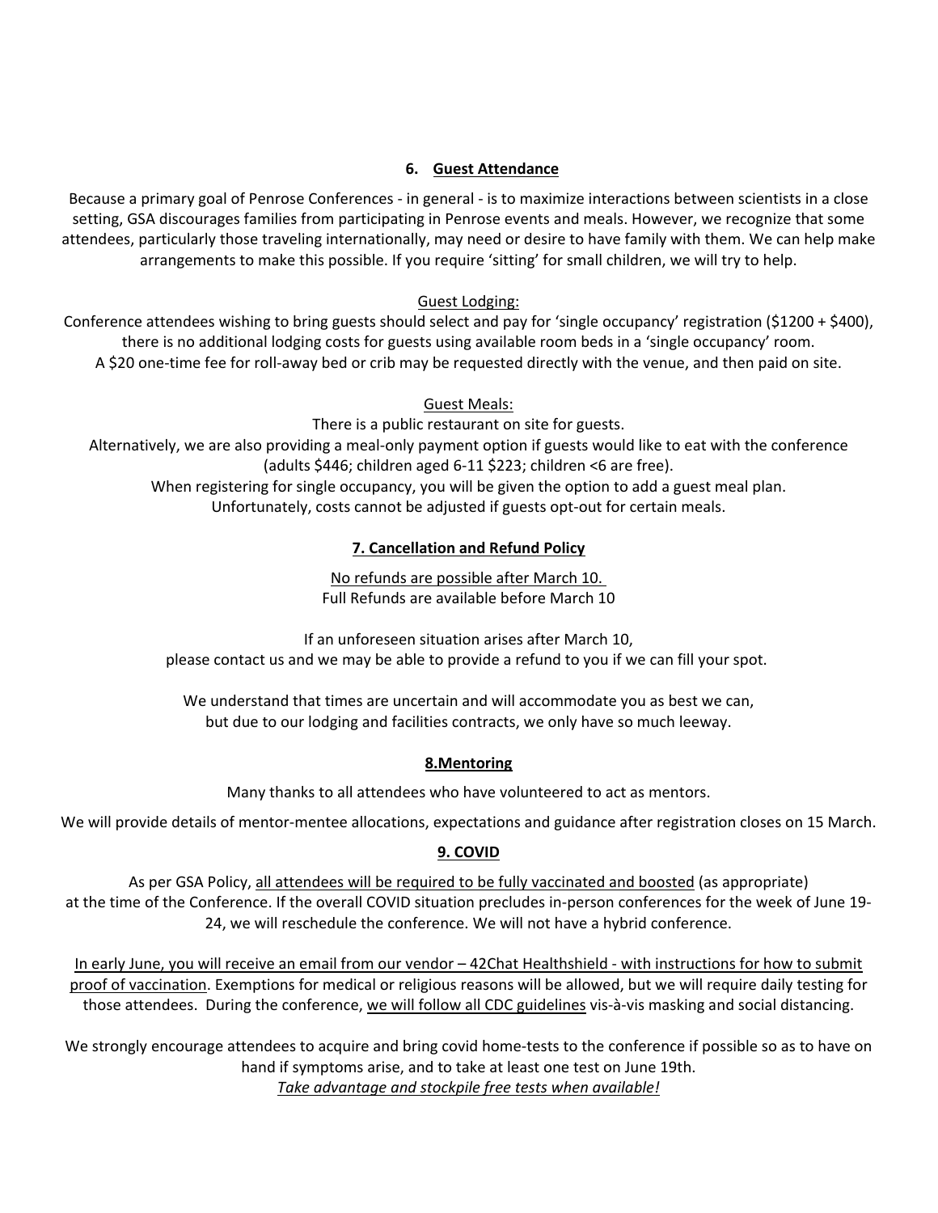## 6. Guest Attendance

Because a primary goal of Penrose Conferences - in general - is to maximize interactions between scientists in a close setting, GSA discourages families from participating in Penrose events and meals. However, we recognize that some attendees, particularly those traveling internationally, may need or desire to have family with them. We can help make arrangements to make this possible. If you require 'sitting' for small children, we will try to help.

Guest Lodging:

Conference attendees wishing to bring guests should select and pay for 'single occupancy' registration ($1200 + $400), there is no additional lodging costs for guests using available room beds in a 'single occupancy' room.
A $20 one-time fee for roll-away bed or crib may be requested directly with the venue, and then paid on site.

Guest Meals:

There is a public restaurant on site for guests.
Alternatively, we are also providing a meal-only payment option if guests would like to eat with the conference (adults $446; children aged 6-11 $223; children <6 are free).
When registering for single occupancy, you will be given the option to add a guest meal plan.
Unfortunately, costs cannot be adjusted if guests opt-out for certain meals.

## 7. Cancellation and Refund Policy

No refunds are possible after March 10.
Full Refunds are available before March 10

If an unforeseen situation arises after March 10,
please contact us and we may be able to provide a refund to you if we can fill your spot.

We understand that times are uncertain and will accommodate you as best we can,
but due to our lodging and facilities contracts, we only have so much leeway.

## 8.Mentoring

Many thanks to all attendees who have volunteered to act as mentors.

We will provide details of mentor-mentee allocations, expectations and guidance after registration closes on 15 March.

## 9. COVID

As per GSA Policy, all attendees will be required to be fully vaccinated and boosted (as appropriate) at the time of the Conference. If the overall COVID situation precludes in-person conferences for the week of June 19-24, we will reschedule the conference. We will not have a hybrid conference.

In early June, you will receive an email from our vendor – 42Chat Healthshield - with instructions for how to submit proof of vaccination. Exemptions for medical or religious reasons will be allowed, but we will require daily testing for those attendees. During the conference, we will follow all CDC guidelines vis-à-vis masking and social distancing.

We strongly encourage attendees to acquire and bring covid home-tests to the conference if possible so as to have on hand if symptoms arise, and to take at least one test on June 19th.
*Take advantage and stockpile free tests when available!*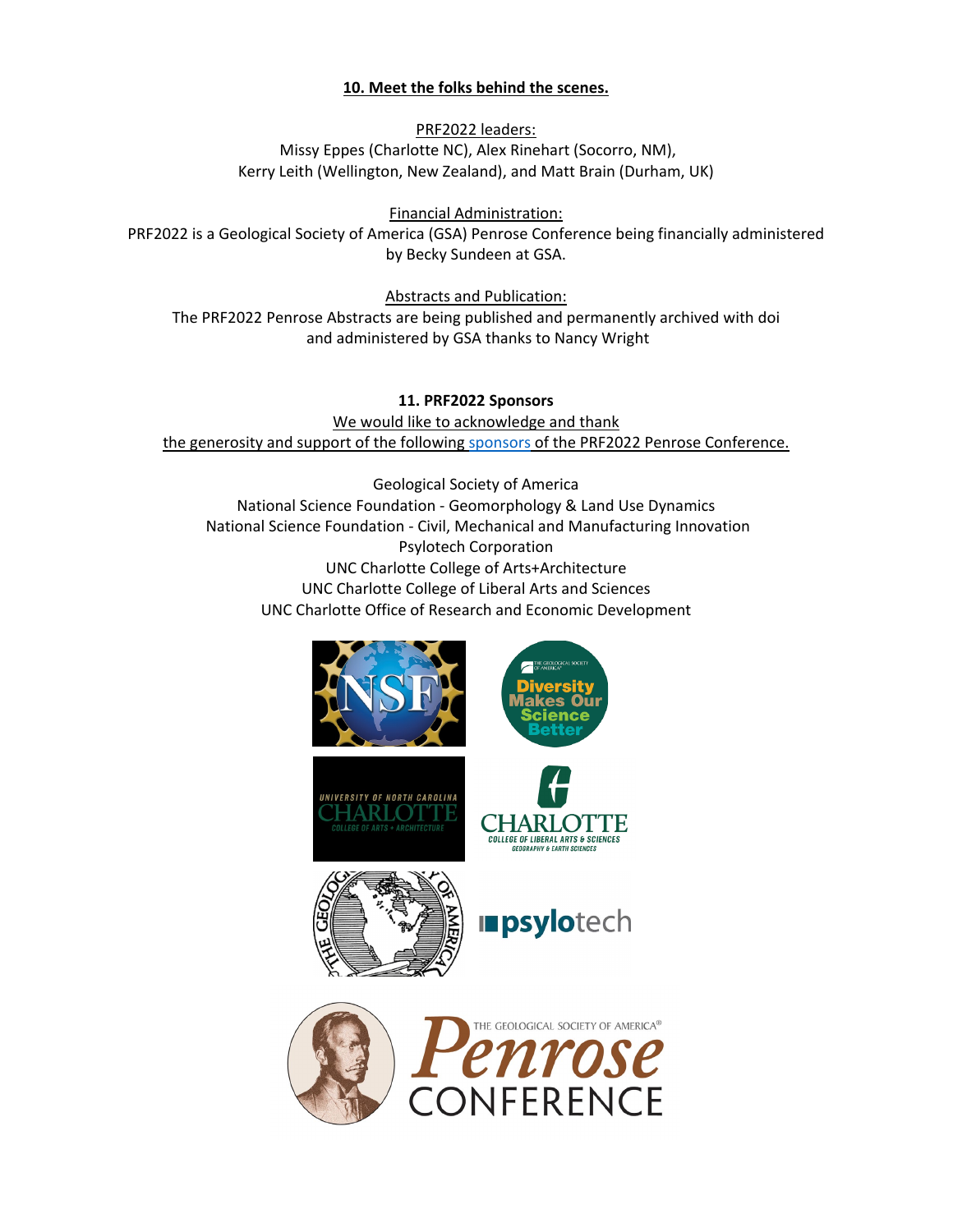## 10. Meet the folks behind the scenes.

PRF2022 leaders:
Missy Eppes (Charlotte NC), Alex Rinehart (Socorro, NM),
Kerry Leith (Wellington, New Zealand), and Matt Brain (Durham, UK)

Financial Administration:
PRF2022 is a Geological Society of America (GSA) Penrose Conference being financially administered by Becky Sundeen at GSA.

Abstracts and Publication:
The PRF2022 Penrose Abstracts are being published and permanently archived with doi and administered by GSA thanks to Nancy Wright

## 11. PRF2022 Sponsors

We would like to acknowledge and thank
the generosity and support of the following sponsors of the PRF2022 Penrose Conference.

Geological Society of America
National Science Foundation - Geomorphology & Land Use Dynamics
National Science Foundation - Civil, Mechanical and Manufacturing Innovation
Psylotech Corporation
UNC Charlotte College of Arts+Architecture
UNC Charlotte College of Liberal Arts and Sciences
UNC Charlotte Office of Research and Economic Development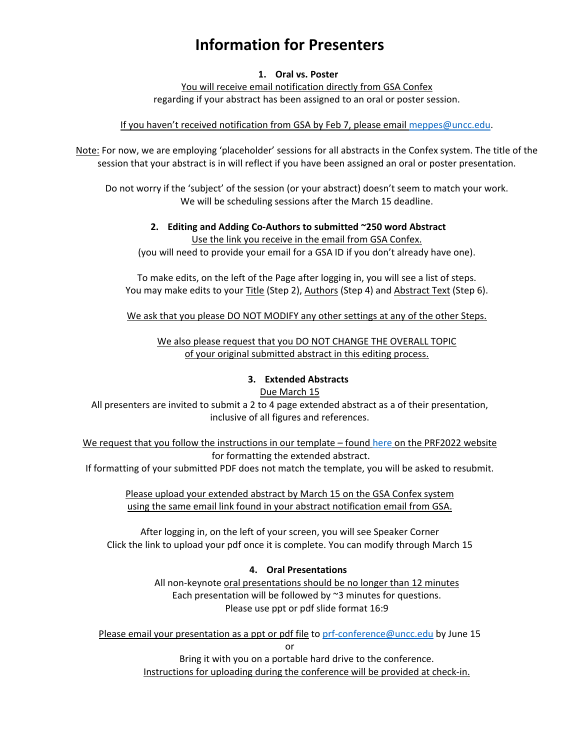# Information for Presenters

## 1. Oral vs. Poster

You will receive email notification directly from GSA Confex regarding if your abstract has been assigned to an oral or poster session.

If you haven't received notification from GSA by Feb 7, please email meppes@uncc.edu.

Note: For now, we are employing 'placeholder' sessions for all abstracts in the Confex system. The title of the session that your abstract is in will reflect if you have been assigned an oral or poster presentation.

Do not worry if the 'subject' of the session (or your abstract) doesn't seem to match your work. We will be scheduling sessions after the March 15 deadline.

## 2. Editing and Adding Co-Authors to submitted ~250 word Abstract

Use the link you receive in the email from GSA Confex.
(you will need to provide your email for a GSA ID if you don't already have one).

To make edits, on the left of the Page after logging in, you will see a list of steps. You may make edits to your Title (Step 2), Authors (Step 4) and Abstract Text (Step 6).

We ask that you please DO NOT MODIFY any other settings at any of the other Steps.

We also please request that you DO NOT CHANGE THE OVERALL TOPIC of your original submitted abstract in this editing process.

## 3. Extended Abstracts

Due March 15

All presenters are invited to submit a 2 to 4 page extended abstract as a of their presentation, inclusive of all figures and references.

We request that you follow the instructions in our template – found here on the PRF2022 website for formatting the extended abstract.
If formatting of your submitted PDF does not match the template, you will be asked to resubmit.

Please upload your extended abstract by March 15 on the GSA Confex system using the same email link found in your abstract notification email from GSA.

After logging in, on the left of your screen, you will see Speaker Corner
Click the link to upload your pdf once it is complete. You can modify through March 15

## 4. Oral Presentations

All non-keynote oral presentations should be no longer than 12 minutes
Each presentation will be followed by ~3 minutes for questions.
Please use ppt or pdf slide format 16:9

Please email your presentation as a ppt or pdf file to prf-conference@uncc.edu by June 15

or

Bring it with you on a portable hard drive to the conference.
Instructions for uploading during the conference will be provided at check-in.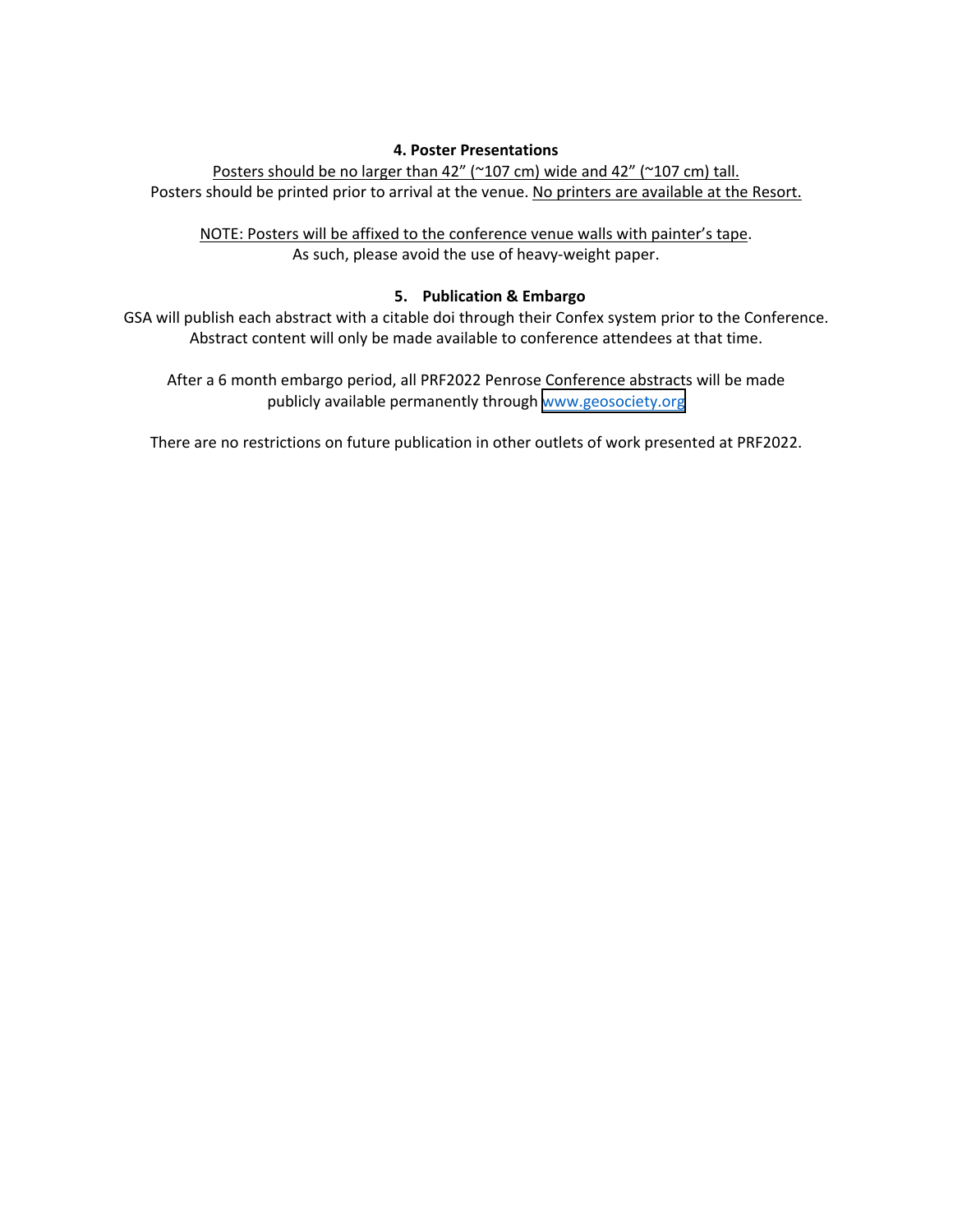### 4. Poster Presentations

Posters should be no larger than 42" (~107 cm) wide and 42" (~107 cm) tall.
Posters should be printed prior to arrival at the venue. No printers are available at the Resort.

NOTE: Posters will be affixed to the conference venue walls with painter's tape.
As such, please avoid the use of heavy-weight paper.

### 5. Publication & Embargo

GSA will publish each abstract with a citable doi through their Confex system prior to the Conference.
Abstract content will only be made available to conference attendees at that time.

After a 6 month embargo period, all PRF2022 Penrose Conference abstracts will be made publicly available permanently through [www.geosociety.org](http://www.geosociety.org)

There are no restrictions on future publication in other outlets of work presented at PRF2022.